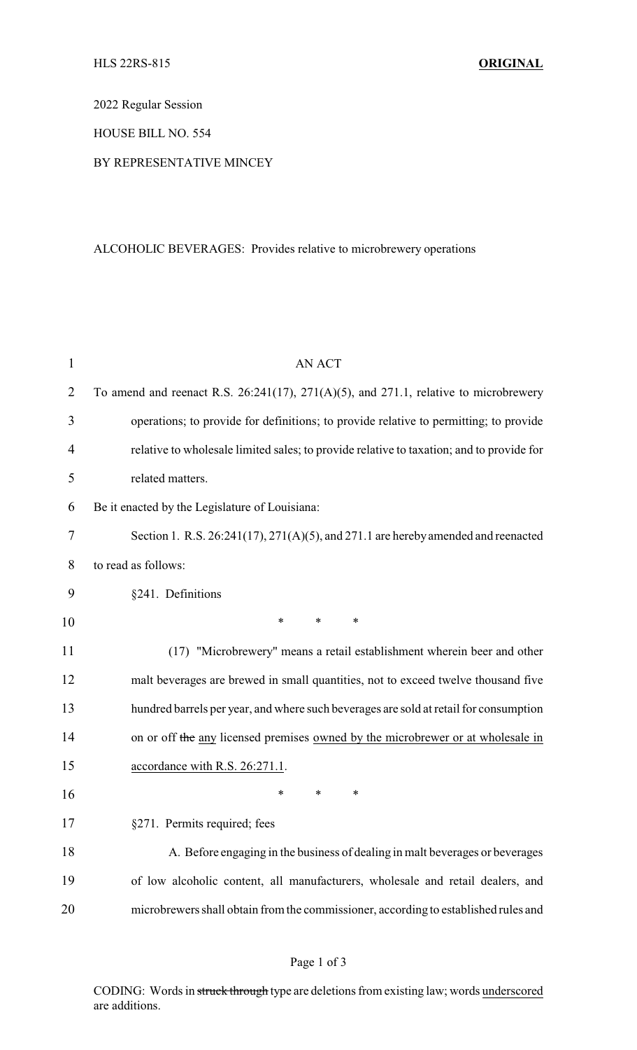2022 Regular Session

HOUSE BILL NO. 554

BY REPRESENTATIVE MINCEY

ALCOHOLIC BEVERAGES: Provides relative to microbrewery operations

AN ACT

To amend and reenact R.S. 26:241(17), 271(A)(5), and 271.1, relative to microbrewery operations; to provide for definitions; to provide relative to permitting; to provide relative to wholesale limited sales; to provide relative to taxation; and to provide for related matters.

Be it enacted by the Legislature of Louisiana:

Section 1. R.S. 26:241(17), 271(A)(5), and 271.1 are hereby amended and reenacted to read as follows:

§241. Definitions

\* \* \*

(17) "Microbrewery" means a retail establishment wherein beer and other malt beverages are brewed in small quantities, not to exceed twelve thousand five hundred barrels per year, and where such beverages are sold at retail for consumption on or off ~~the~~ <u>any</u> licensed premises <u>owned by the microbrewer or at wholesale in accordance with R.S. 26:271.1</u>.

\* \* \*

§271. Permits required; fees

A. Before engaging in the business of dealing in malt beverages or beverages of low alcoholic content, all manufacturers, wholesale and retail dealers, and microbrewers shall obtain from the commissioner, according to established rules and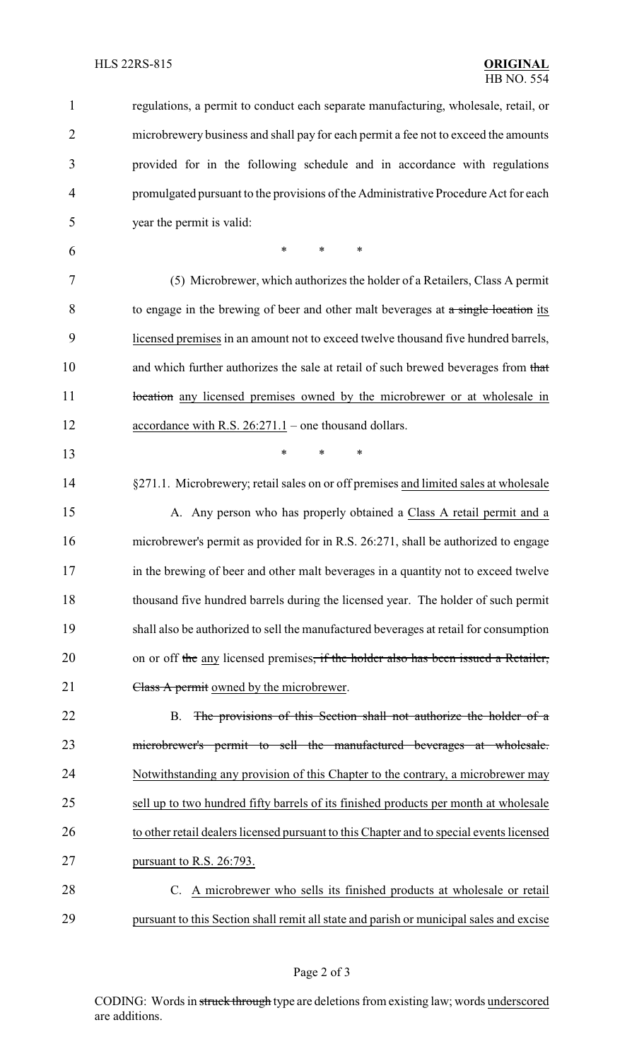regulations, a permit to conduct each separate manufacturing, wholesale, retail, or microbrewery business and shall pay for each permit a fee not to exceed the amounts provided for in the following schedule and in accordance with regulations promulgated pursuant to the provisions of the Administrative Procedure Act for each year the permit is valid:

\* \* \*

(5) Microbrewer, which authorizes the holder of a Retailers, Class A permit to engage in the brewing of beer and other malt beverages at ~~a single location~~ <u>its licensed premises</u> in an amount not to exceed twelve thousand five hundred barrels, and which further authorizes the sale at retail of such brewed beverages from ~~that location~~ <u>any licensed premises owned by the microbrewer or at wholesale in accordance with R.S. 26:271.1</u> – one thousand dollars.

\* \* \*

§271.1. Microbrewery; retail sales on or off premises <u>and limited sales at wholesale</u>

A. Any person who has properly obtained a <u>Class A retail permit and a</u> microbrewer's permit as provided for in R.S. 26:271, shall be authorized to engage in the brewing of beer and other malt beverages in a quantity not to exceed twelve thousand five hundred barrels during the licensed year. The holder of such permit shall also be authorized to sell the manufactured beverages at retail for consumption on or off ~~the~~ <u>any</u> licensed premises~~, if the holder also has been issued a Retailer, Class A permit~~ <u>owned by the microbrewer</u>.

B. ~~The provisions of this Section shall not authorize the holder of a microbrewer's permit to sell the manufactured beverages at wholesale.~~ <u>Notwithstanding any provision of this Chapter to the contrary, a microbrewer may sell up to two hundred fifty barrels of its finished products per month at wholesale to other retail dealers licensed pursuant to this Chapter and to special events licensed pursuant to R.S. 26:793.</u>

<u>C. A microbrewer who sells its finished products at wholesale or retail pursuant to this Section shall remit all state and parish or municipal sales and excise</u>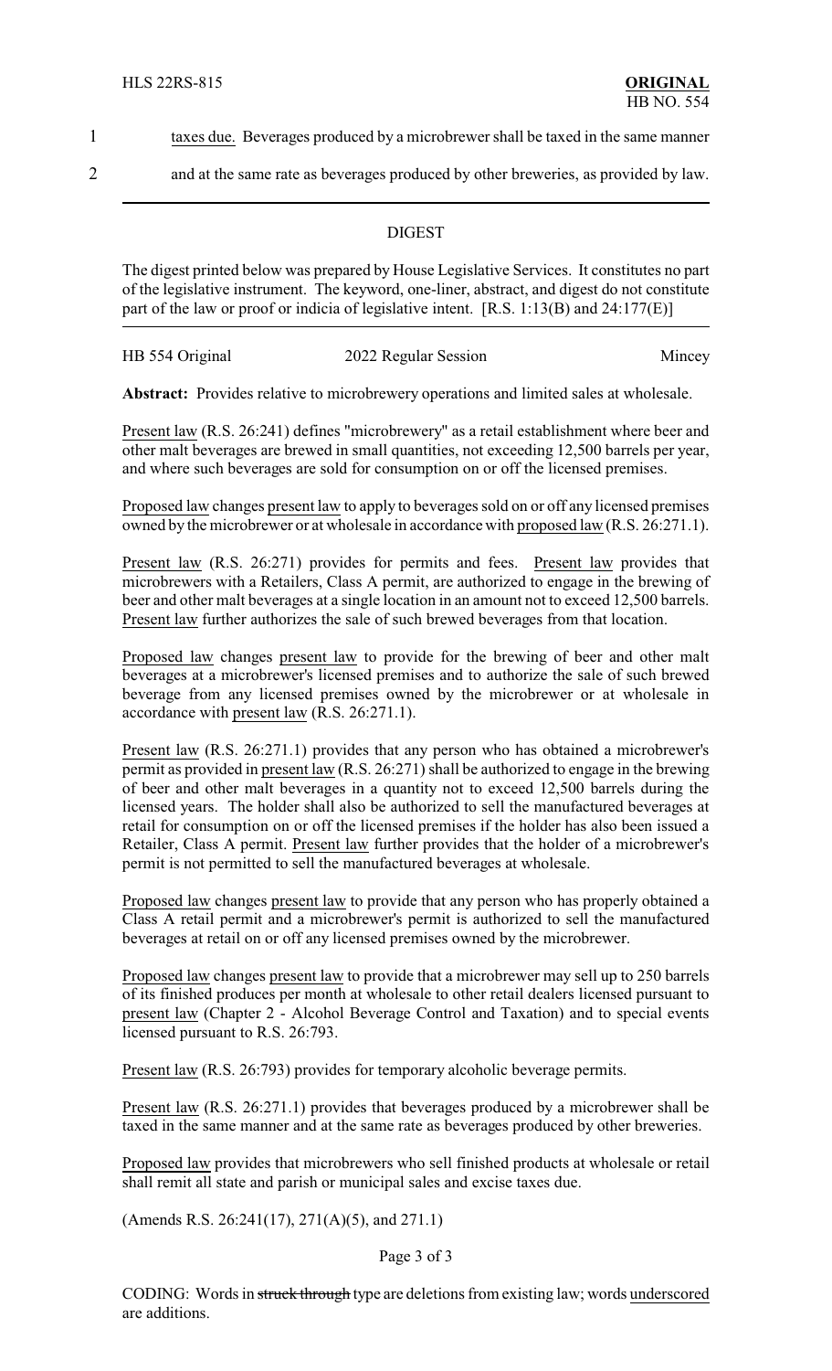1 taxes due. Beverages produced by a microbrewer shall be taxed in the same manner

2 and at the same rate as beverages produced by other breweries, as provided by law.

## DIGEST

The digest printed below was prepared by House Legislative Services. It constitutes no part of the legislative instrument. The keyword, one-liner, abstract, and digest do not constitute part of the law or proof or indicia of legislative intent. [R.S. 1:13(B) and 24:177(E)]

HB 554 Original 2022 Regular Session Mincey

**Abstract:** Provides relative to microbrewery operations and limited sales at wholesale.

Present law (R.S. 26:241) defines "microbrewery" as a retail establishment where beer and other malt beverages are brewed in small quantities, not exceeding 12,500 barrels per year, and where such beverages are sold for consumption on or off the licensed premises.

Proposed law changes present law to apply to beverages sold on or off any licensed premises owned by the microbrewer or at wholesale in accordance with proposed law (R.S. 26:271.1).

Present law (R.S. 26:271) provides for permits and fees. Present law provides that microbrewers with a Retailers, Class A permit, are authorized to engage in the brewing of beer and other malt beverages at a single location in an amount not to exceed 12,500 barrels. Present law further authorizes the sale of such brewed beverages from that location.

Proposed law changes present law to provide for the brewing of beer and other malt beverages at a microbrewer's licensed premises and to authorize the sale of such brewed beverage from any licensed premises owned by the microbrewer or at wholesale in accordance with present law (R.S. 26:271.1).

Present law (R.S. 26:271.1) provides that any person who has obtained a microbrewer's permit as provided in present law (R.S. 26:271) shall be authorized to engage in the brewing of beer and other malt beverages in a quantity not to exceed 12,500 barrels during the licensed years. The holder shall also be authorized to sell the manufactured beverages at retail for consumption on or off the licensed premises if the holder has also been issued a Retailer, Class A permit. Present law further provides that the holder of a microbrewer's permit is not permitted to sell the manufactured beverages at wholesale.

Proposed law changes present law to provide that any person who has properly obtained a Class A retail permit and a microbrewer's permit is authorized to sell the manufactured beverages at retail on or off any licensed premises owned by the microbrewer.

Proposed law changes present law to provide that a microbrewer may sell up to 250 barrels of its finished produces per month at wholesale to other retail dealers licensed pursuant to present law (Chapter 2 - Alcohol Beverage Control and Taxation) and to special events licensed pursuant to R.S. 26:793.

Present law (R.S. 26:793) provides for temporary alcoholic beverage permits.

Present law (R.S. 26:271.1) provides that beverages produced by a microbrewer shall be taxed in the same manner and at the same rate as beverages produced by other breweries.

Proposed law provides that microbrewers who sell finished products at wholesale or retail shall remit all state and parish or municipal sales and excise taxes due.

(Amends R.S. 26:241(17), 271(A)(5), and 271.1)

CODING: Words in ~~struck through~~ type are deletions from existing law; words underscored are additions.